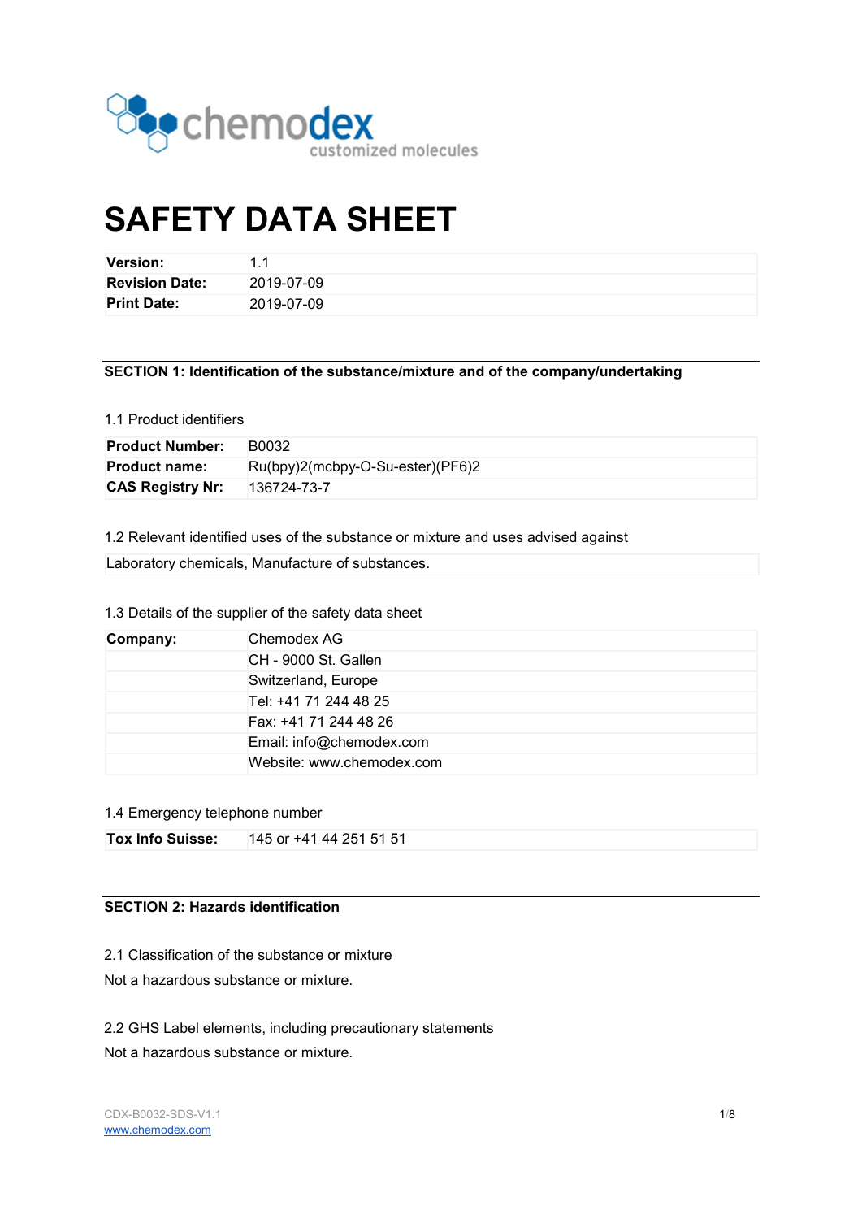# SAFETY DATA SHEET

| | |
|---|---|
| **Version:** | 1.1 |
| **Revision Date:** | 2019-07-09 |
| **Print Date:** | 2019-07-09 |

## SECTION 1: Identification of the substance/mixture and of the company/undertaking

1.1 Product identifiers

| | |
|---|---|
| **Product Number:** | B0032 |
| **Product name:** | Ru(bpy)2(mcbpy-O-Su-ester)(PF6)2 |
| **CAS Registry Nr:** | 136724-73-7 |

1.2 Relevant identified uses of the substance or mixture and uses advised against

Laboratory chemicals, Manufacture of substances.

1.3 Details of the supplier of the safety data sheet

| | |
|---|---|
| **Company:** | Chemodex AG |
| | CH - 9000 St. Gallen |
| | Switzerland, Europe |
| | Tel: +41 71 244 48 25 |
| | Fax: +41 71 244 48 26 |
| | Email: info@chemodex.com |
| | Website: www.chemodex.com |

1.4 Emergency telephone number

| | |
|---|---|
| **Tox Info Suisse:** | 145 or +41 44 251 51 51 |

## SECTION 2: Hazards identification

2.1 Classification of the substance or mixture

Not a hazardous substance or mixture.

2.2 GHS Label elements, including precautionary statements

Not a hazardous substance or mixture.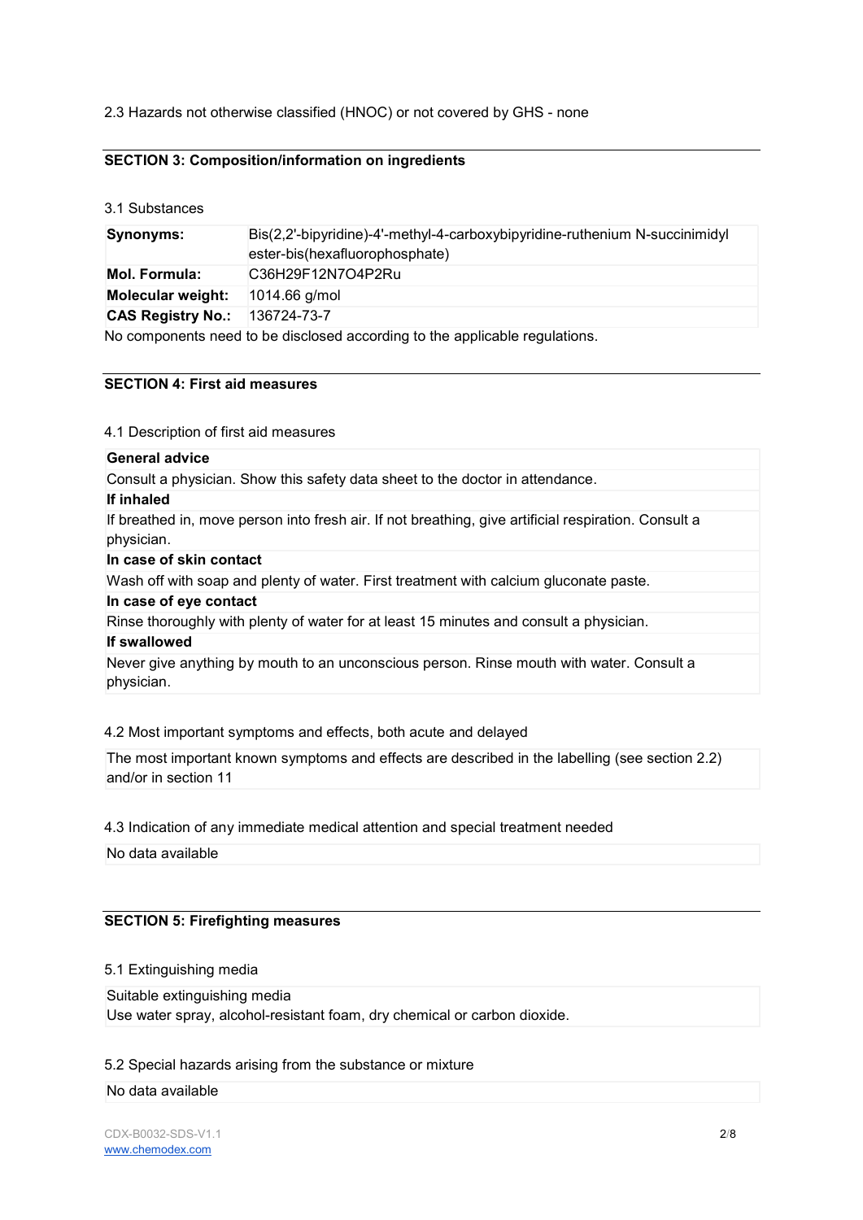2.3 Hazards not otherwise classified (HNOC) or not covered by GHS - none

## SECTION 3: Composition/information on ingredients

3.1 Substances

| | |
|---|---|
| **Synonyms:** | Bis(2,2'-bipyridine)-4'-methyl-4-carboxybipyridine-ruthenium N-succinimidyl ester-bis(hexafluorophosphate) |
| **Mol. Formula:** | $C_{36}H_{29}F_{12}N_7O_4P_2Ru$ |
| **Molecular weight:** | 1014.66 g/mol |
| **CAS Registry No.:** | 136724-73-7 |

No components need to be disclosed according to the applicable regulations.

## SECTION 4: First aid measures

4.1 Description of first aid measures

**General advice**

Consult a physician. Show this safety data sheet to the doctor in attendance.

**If inhaled**

If breathed in, move person into fresh air. If not breathing, give artificial respiration. Consult a physician.

**In case of skin contact**

Wash off with soap and plenty of water. First treatment with calcium gluconate paste.

**In case of eye contact**

Rinse thoroughly with plenty of water for at least 15 minutes and consult a physician.

**If swallowed**

Never give anything by mouth to an unconscious person. Rinse mouth with water. Consult a physician.

4.2 Most important symptoms and effects, both acute and delayed

The most important known symptoms and effects are described in the labelling (see section 2.2) and/or in section 11

4.3 Indication of any immediate medical attention and special treatment needed

No data available

## SECTION 5: Firefighting measures

5.1 Extinguishing media

Suitable extinguishing media
Use water spray, alcohol-resistant foam, dry chemical or carbon dioxide.

5.2 Special hazards arising from the substance or mixture

No data available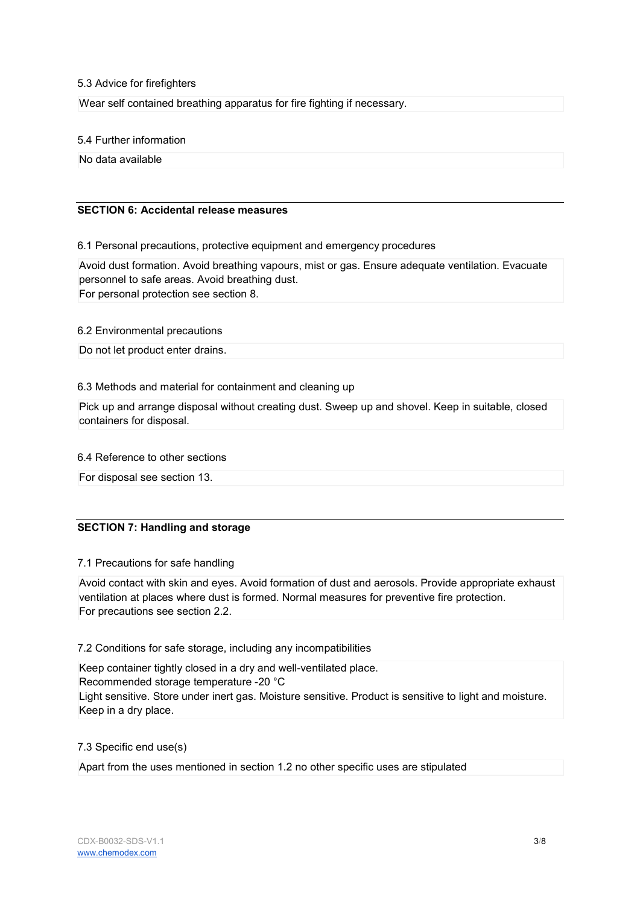### 5.3 Advice for firefighters

Wear self contained breathing apparatus for fire fighting if necessary.

### 5.4 Further information

No data available

## SECTION 6: Accidental release measures

### 6.1 Personal precautions, protective equipment and emergency procedures

Avoid dust formation. Avoid breathing vapours, mist or gas. Ensure adequate ventilation. Evacuate personnel to safe areas. Avoid breathing dust.
For personal protection see section 8.

### 6.2 Environmental precautions

Do not let product enter drains.

### 6.3 Methods and material for containment and cleaning up

Pick up and arrange disposal without creating dust. Sweep up and shovel. Keep in suitable, closed containers for disposal.

### 6.4 Reference to other sections

For disposal see section 13.

## SECTION 7: Handling and storage

### 7.1 Precautions for safe handling

Avoid contact with skin and eyes. Avoid formation of dust and aerosols. Provide appropriate exhaust ventilation at places where dust is formed. Normal measures for preventive fire protection.
For precautions see section 2.2.

### 7.2 Conditions for safe storage, including any incompatibilities

Keep container tightly closed in a dry and well-ventilated place.
Recommended storage temperature -20 °C
Light sensitive. Store under inert gas. Moisture sensitive. Product is sensitive to light and moisture.
Keep in a dry place.

### 7.3 Specific end use(s)

Apart from the uses mentioned in section 1.2 no other specific uses are stipulated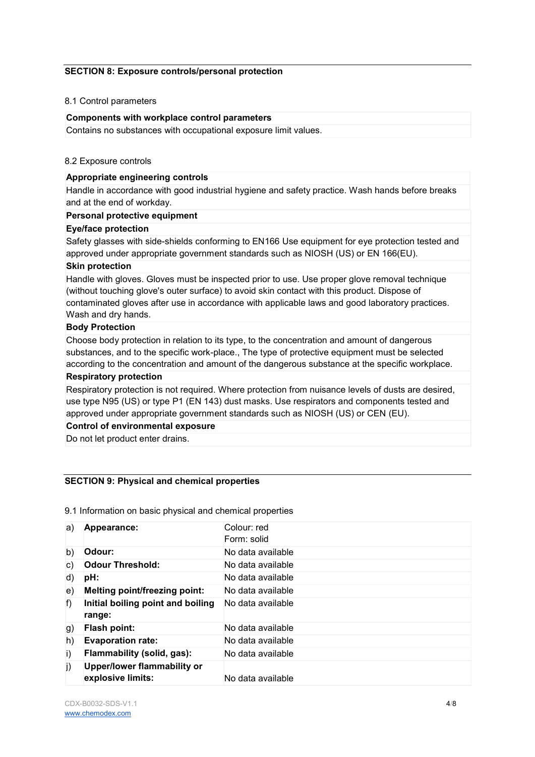## SECTION 8: Exposure controls/personal protection

8.1 Control parameters

**Components with workplace control parameters**

Contains no substances with occupational exposure limit values.

8.2 Exposure controls

**Appropriate engineering controls**

Handle in accordance with good industrial hygiene and safety practice. Wash hands before breaks and at the end of workday.

**Personal protective equipment**

**Eye/face protection**

Safety glasses with side-shields conforming to EN166 Use equipment for eye protection tested and approved under appropriate government standards such as NIOSH (US) or EN 166(EU).

**Skin protection**

Handle with gloves. Gloves must be inspected prior to use. Use proper glove removal technique (without touching glove's outer surface) to avoid skin contact with this product. Dispose of contaminated gloves after use in accordance with applicable laws and good laboratory practices. Wash and dry hands.

**Body Protection**

Choose body protection in relation to its type, to the concentration and amount of dangerous substances, and to the specific work-place., The type of protective equipment must be selected according to the concentration and amount of the dangerous substance at the specific workplace.

**Respiratory protection**

Respiratory protection is not required. Where protection from nuisance levels of dusts are desired, use type N95 (US) or type P1 (EN 143) dust masks. Use respirators and components tested and approved under appropriate government standards such as NIOSH (US) or CEN (EU).

**Control of environmental exposure**

Do not let product enter drains.

## SECTION 9: Physical and chemical properties

9.1 Information on basic physical and chemical properties

| | | |
|---|---|---|
| a) | **Appearance:** | Colour: red<br>Form: solid |
| b) | **Odour:** | No data available |
| c) | **Odour Threshold:** | No data available |
| d) | **pH:** | No data available |
| e) | **Melting point/freezing point:** | No data available |
| f) | **Initial boiling point and boiling range:** | No data available |
| g) | **Flash point:** | No data available |
| h) | **Evaporation rate:** | No data available |
| i) | **Flammability (solid, gas):** | No data available |
| j) | **Upper/lower flammability or explosive limits:** | No data available |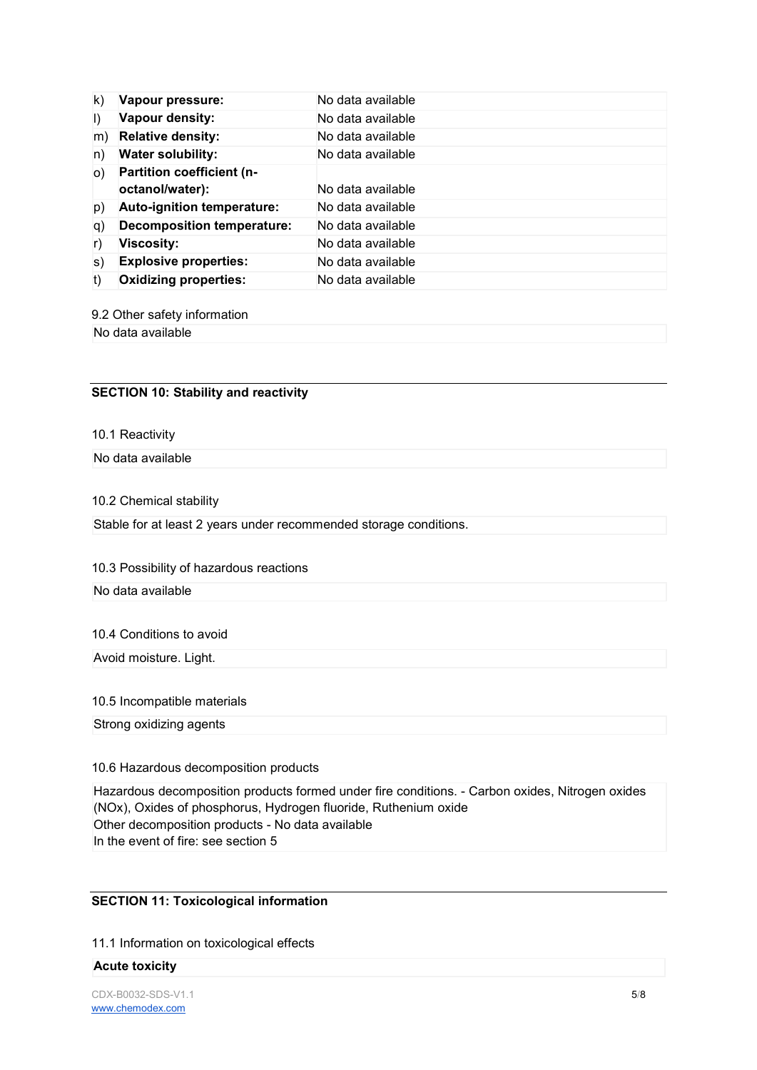| | | |
|---|---|---|
| k) | **Vapour pressure:** | No data available |
| l) | **Vapour density:** | No data available |
| m) | **Relative density:** | No data available |
| n) | **Water solubility:** | No data available |
| o) | **Partition coefficient (n-octanol/water):** | No data available |
| p) | **Auto-ignition temperature:** | No data available |
| q) | **Decomposition temperature:** | No data available |
| r) | **Viscosity:** | No data available |
| s) | **Explosive properties:** | No data available |
| t) | **Oxidizing properties:** | No data available |

9.2 Other safety information

No data available

## SECTION 10: Stability and reactivity

10.1 Reactivity

No data available

10.2 Chemical stability

Stable for at least 2 years under recommended storage conditions.

10.3 Possibility of hazardous reactions

No data available

10.4 Conditions to avoid

Avoid moisture. Light.

10.5 Incompatible materials

Strong oxidizing agents

10.6 Hazardous decomposition products

Hazardous decomposition products formed under fire conditions. - Carbon oxides, Nitrogen oxides (NOx), Oxides of phosphorus, Hydrogen fluoride, Ruthenium oxide
Other decomposition products - No data available
In the event of fire: see section 5

## SECTION 11: Toxicological information

11.1 Information on toxicological effects

**Acute toxicity**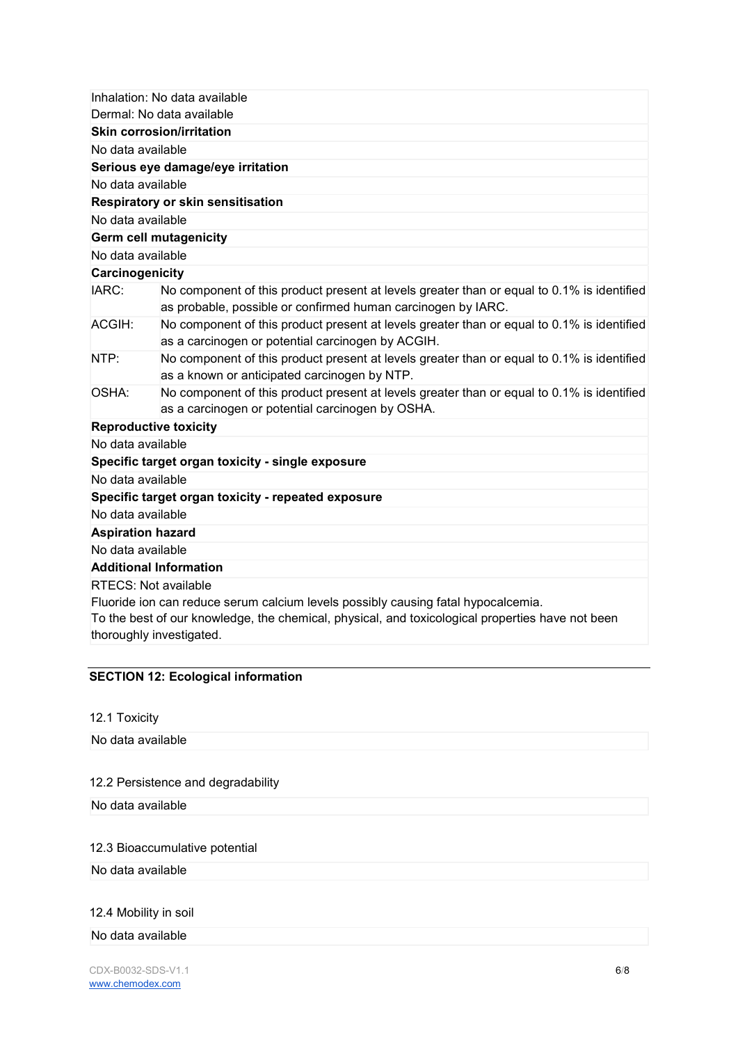Inhalation: No data available
Dermal: No data available

**Skin corrosion/irritation**

No data available

**Serious eye damage/eye irritation**

No data available

**Respiratory or skin sensitisation**

No data available

**Germ cell mutagenicity**

No data available

**Carcinogenicity**

| | |
|---|---|
| IARC: | No component of this product present at levels greater than or equal to 0.1% is identified as probable, possible or confirmed human carcinogen by IARC. |
| ACGIH: | No component of this product present at levels greater than or equal to 0.1% is identified as a carcinogen or potential carcinogen by ACGIH. |
| NTP: | No component of this product present at levels greater than or equal to 0.1% is identified as a known or anticipated carcinogen by NTP. |
| OSHA: | No component of this product present at levels greater than or equal to 0.1% is identified as a carcinogen or potential carcinogen by OSHA. |

**Reproductive toxicity**

No data available

**Specific target organ toxicity - single exposure**

No data available

**Specific target organ toxicity - repeated exposure**

No data available

**Aspiration hazard**

No data available

**Additional Information**

RTECS: Not available
Fluoride ion can reduce serum calcium levels possibly causing fatal hypocalcemia.
To the best of our knowledge, the chemical, physical, and toxicological properties have not been thoroughly investigated.

## SECTION 12: Ecological information

12.1 Toxicity

No data available

12.2 Persistence and degradability

No data available

12.3 Bioaccumulative potential

No data available

12.4 Mobility in soil

No data available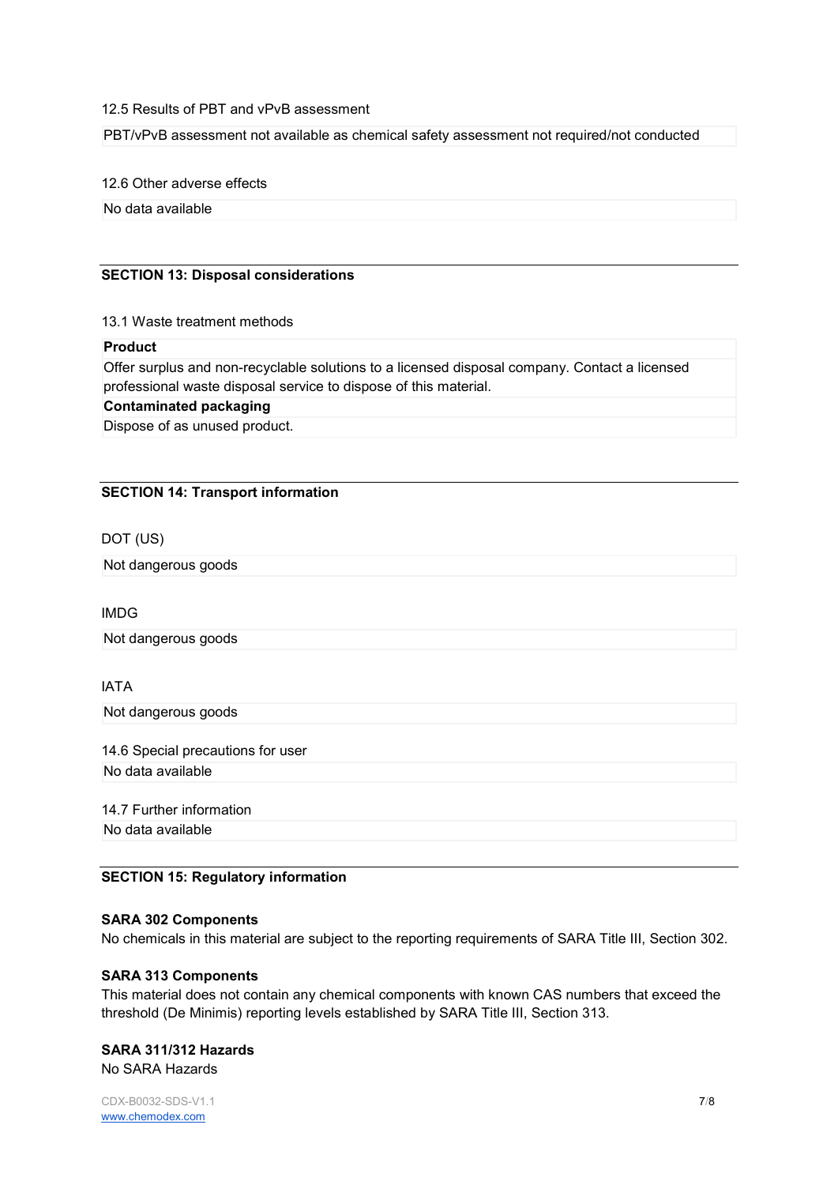12.5 Results of PBT and vPvB assessment

PBT/vPvB assessment not available as chemical safety assessment not required/not conducted

12.6 Other adverse effects

No data available

## SECTION 13: Disposal considerations

13.1 Waste treatment methods

**Product**

Offer surplus and non-recyclable solutions to a licensed disposal company. Contact a licensed professional waste disposal service to dispose of this material.

**Contaminated packaging**

Dispose of as unused product.

## SECTION 14: Transport information

DOT (US)

Not dangerous goods

IMDG

Not dangerous goods

IATA

Not dangerous goods

14.6 Special precautions for user

No data available

14.7 Further information

No data available

## SECTION 15: Regulatory information

**SARA 302 Components**

No chemicals in this material are subject to the reporting requirements of SARA Title III, Section 302.

**SARA 313 Components**

This material does not contain any chemical components with known CAS numbers that exceed the threshold (De Minimis) reporting levels established by SARA Title III, Section 313.

**SARA 311/312 Hazards**

No SARA Hazards

CDX-B0032-SDS-V1.1
www.chemodex.com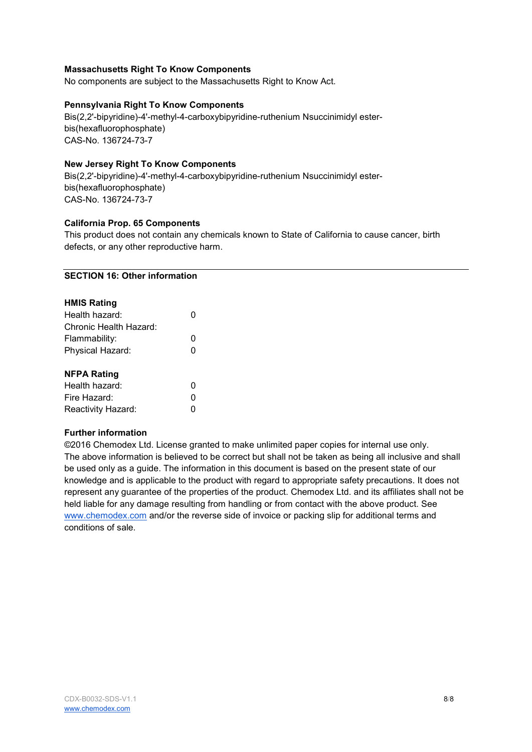**Massachusetts Right To Know Components**

No components are subject to the Massachusetts Right to Know Act.

**Pennsylvania Right To Know Components**

Bis(2,2'-bipyridine)-4'-methyl-4-carboxybipyridine-ruthenium Nsuccinimidyl ester-bis(hexafluorophosphate)
CAS-No. 136724-73-7

**New Jersey Right To Know Components**

Bis(2,2'-bipyridine)-4'-methyl-4-carboxybipyridine-ruthenium Nsuccinimidyl ester-bis(hexafluorophosphate)
CAS-No. 136724-73-7

**California Prop. 65 Components**

This product does not contain any chemicals known to State of California to cause cancer, birth defects, or any other reproductive harm.

## SECTION 16: Other information

**HMIS Rating**

| | |
|---|---|
| Health hazard: | 0 |
| Chronic Health Hazard: | |
| Flammability: | 0 |
| Physical Hazard: | 0 |

**NFPA Rating**

| | |
|---|---|
| Health hazard: | 0 |
| Fire Hazard: | 0 |
| Reactivity Hazard: | 0 |

**Further information**

©2016 Chemodex Ltd. License granted to make unlimited paper copies for internal use only.
The above information is believed to be correct but shall not be taken as being all inclusive and shall be used only as a guide. The information in this document is based on the present state of our knowledge and is applicable to the product with regard to appropriate safety precautions. It does not represent any guarantee of the properties of the product. Chemodex Ltd. and its affiliates shall not be held liable for any damage resulting from handling or from contact with the above product. See www.chemodex.com and/or the reverse side of invoice or packing slip for additional terms and conditions of sale.